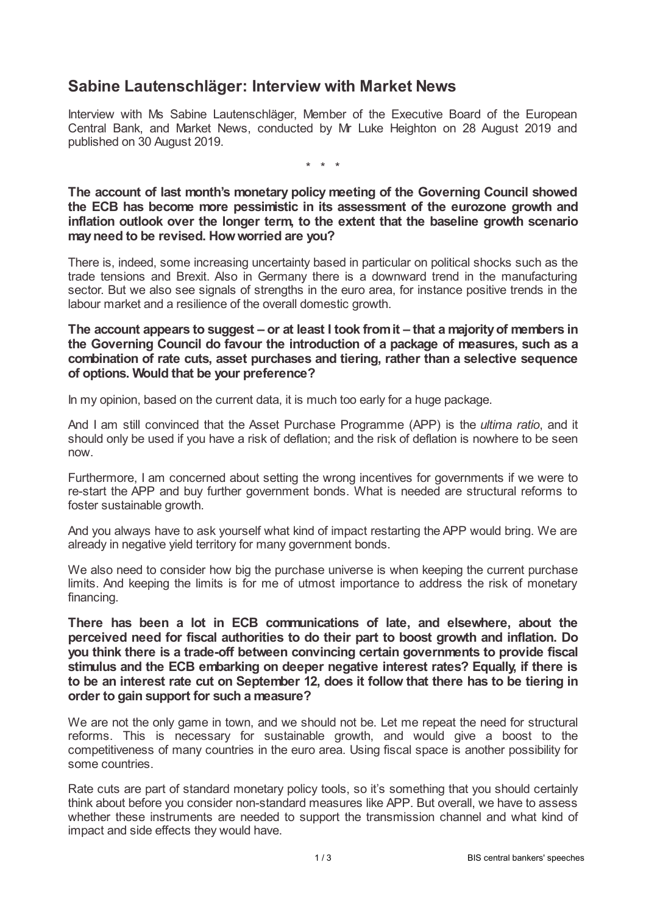# Sabine Lautenschläger: Interview with Market News

Interview with Ms Sabine Lautenschläger, Member of the Executive Board of the European Central Bank, and Market News, conducted by Mr Luke Heighton on 28 August 2019 and published on 30 August 2019.

\* \* \*

**The account of last month's monetary policy meeting of the Governing Council showed the ECB has become more pessimistic in its assessment of the eurozone growth and inflation outlook over the longer term, to the extent that the baseline growth scenario may need to be revised. How worried are you?**

There is, indeed, some increasing uncertainty based in particular on political shocks such as the trade tensions and Brexit. Also in Germany there is a downward trend in the manufacturing sector. But we also see signals of strengths in the euro area, for instance positive trends in the labour market and a resilience of the overall domestic growth.

**The account appears to suggest – or at least I took from it – that a majority of members in the Governing Council do favour the introduction of a package of measures, such as a combination of rate cuts, asset purchases and tiering, rather than a selective sequence of options. Would that be your preference?**

In my opinion, based on the current data, it is much too early for a huge package.

And I am still convinced that the Asset Purchase Programme (APP) is the *ultima ratio*, and it should only be used if you have a risk of deflation; and the risk of deflation is nowhere to be seen now.

Furthermore, I am concerned about setting the wrong incentives for governments if we were to re-start the APP and buy further government bonds. What is needed are structural reforms to foster sustainable growth.

And you always have to ask yourself what kind of impact restarting the APP would bring. We are already in negative yield territory for many government bonds.

We also need to consider how big the purchase universe is when keeping the current purchase limits. And keeping the limits is for me of utmost importance to address the risk of monetary financing.

**There has been a lot in ECB communications of late, and elsewhere, about the perceived need for fiscal authorities to do their part to boost growth and inflation. Do you think there is a trade-off between convincing certain governments to provide fiscal stimulus and the ECB embarking on deeper negative interest rates? Equally, if there is to be an interest rate cut on September 12, does it follow that there has to be tiering in order to gain support for such a measure?**

We are not the only game in town, and we should not be. Let me repeat the need for structural reforms. This is necessary for sustainable growth, and would give a boost to the competitiveness of many countries in the euro area. Using fiscal space is another possibility for some countries.

Rate cuts are part of standard monetary policy tools, so it's something that you should certainly think about before you consider non-standard measures like APP. But overall, we have to assess whether these instruments are needed to support the transmission channel and what kind of impact and side effects they would have.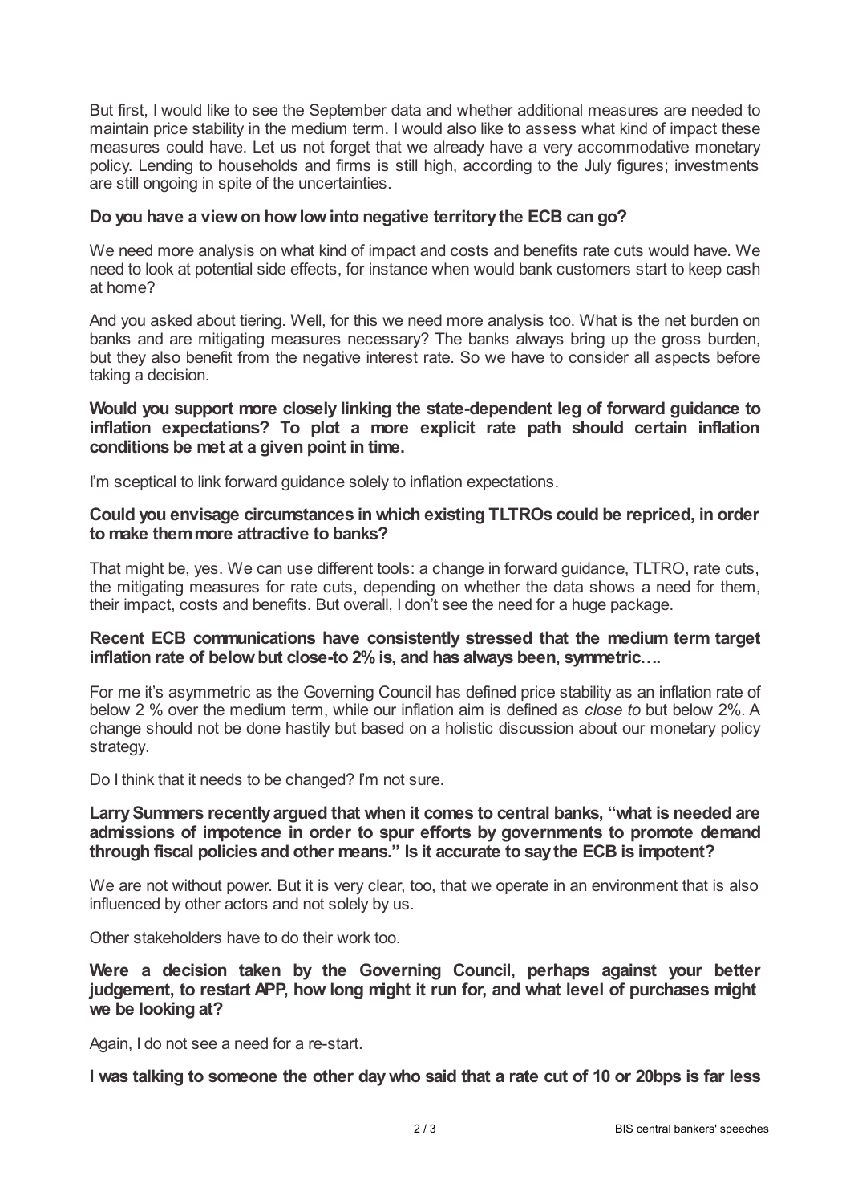But first, I would like to see the September data and whether additional measures are needed to maintain price stability in the medium term. I would also like to assess what kind of impact these measures could have. Let us not forget that we already have a very accommodative monetary policy. Lending to households and firms is still high, according to the July figures; investments are still ongoing in spite of the uncertainties.

**Do you have a view on how low into negative territory the ECB can go?**

We need more analysis on what kind of impact and costs and benefits rate cuts would have. We need to look at potential side effects, for instance when would bank customers start to keep cash at home?

And you asked about tiering. Well, for this we need more analysis too. What is the net burden on banks and are mitigating measures necessary? The banks always bring up the gross burden, but they also benefit from the negative interest rate. So we have to consider all aspects before taking a decision.

**Would you support more closely linking the state-dependent leg of forward guidance to inflation expectations? To plot a more explicit rate path should certain inflation conditions be met at a given point in time.**

I'm sceptical to link forward guidance solely to inflation expectations.

**Could you envisage circumstances in which existing TLTROs could be repriced, in order to make them more attractive to banks?**

That might be, yes. We can use different tools: a change in forward guidance, TLTRO, rate cuts, the mitigating measures for rate cuts, depending on whether the data shows a need for them, their impact, costs and benefits. But overall, I don't see the need for a huge package.

**Recent ECB communications have consistently stressed that the medium term target inflation rate of below but close-to 2% is, and has always been, symmetric….**

For me it's asymmetric as the Governing Council has defined price stability as an inflation rate of below 2 % over the medium term, while our inflation aim is defined as *close to* but below 2%. A change should not be done hastily but based on a holistic discussion about our monetary policy strategy.

Do I think that it needs to be changed? I'm not sure.

**Larry Summers recently argued that when it comes to central banks, "what is needed are admissions of impotence in order to spur efforts by governments to promote demand through fiscal policies and other means." Is it accurate to say the ECB is impotent?**

We are not without power. But it is very clear, too, that we operate in an environment that is also influenced by other actors and not solely by us.

Other stakeholders have to do their work too.

**Were a decision taken by the Governing Council, perhaps against your better judgement, to restart APP, how long might it run for, and what level of purchases might we be looking at?**

Again, I do not see a need for a re-start.

**I was talking to someone the other day who said that a rate cut of 10 or 20bps is far less**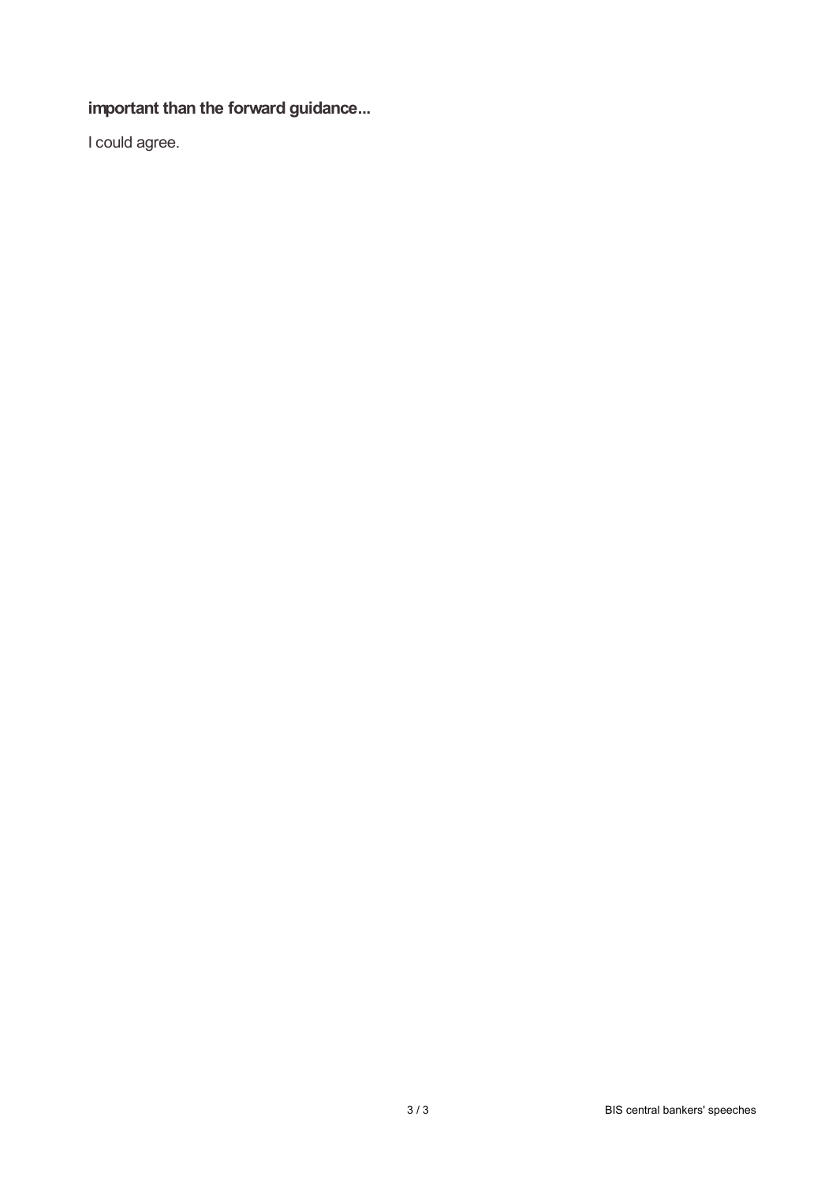**important than the forward guidance...**

I could agree.